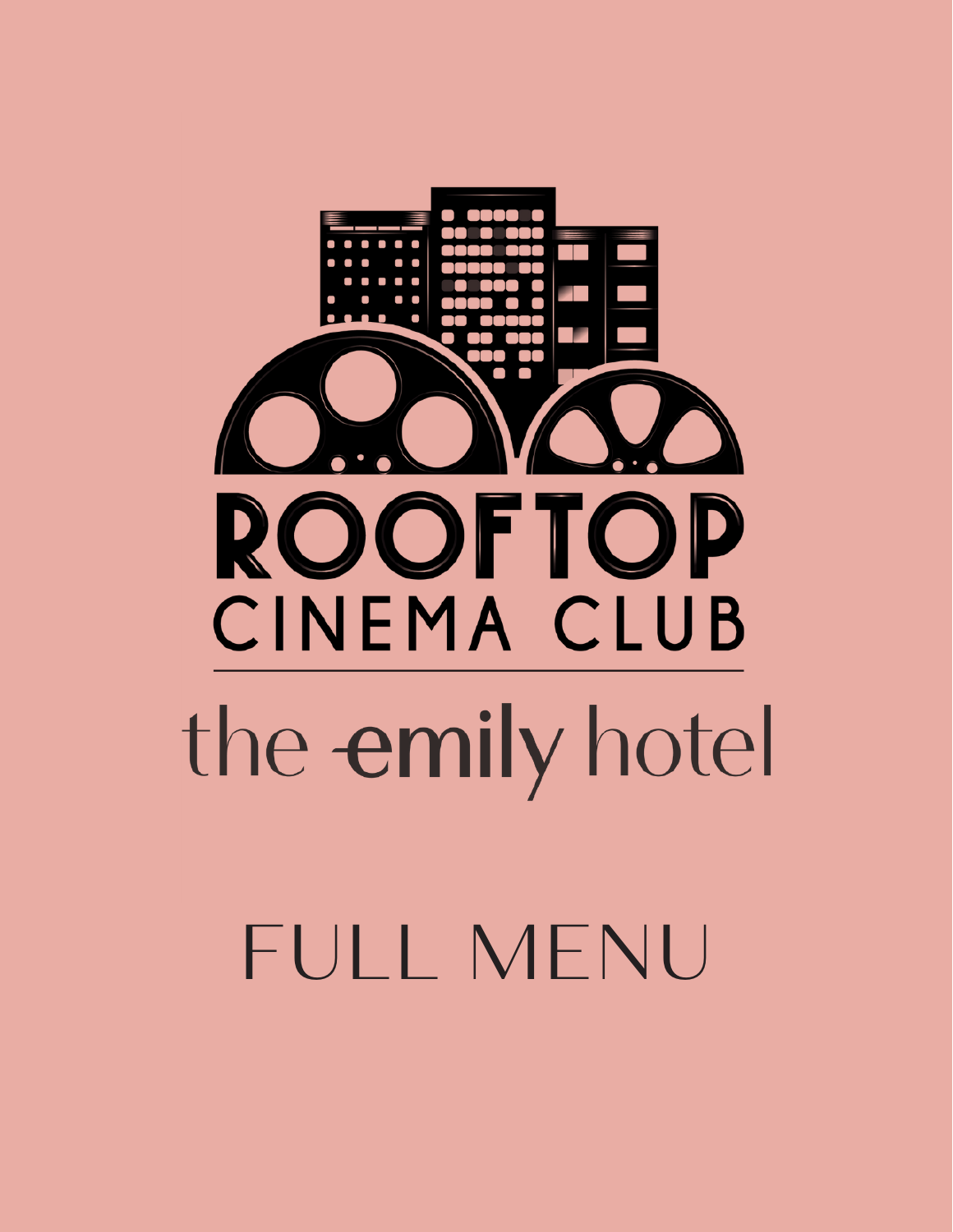# ROOFTOP CINEMA CLUB

## the emily hotel

# FULL MENU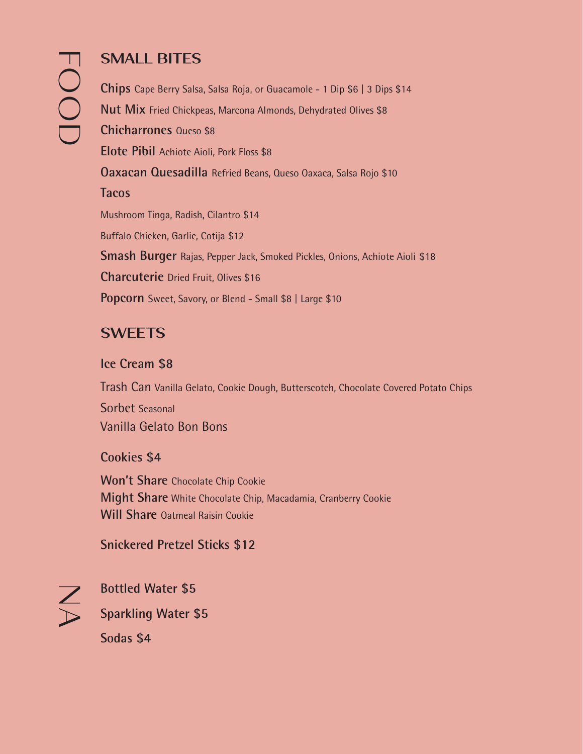# FOOD

## SMALL BITES

**Chips** Cape Berry Salsa, Salsa Roja, or Guacamole - 1 Dip $6 | 3 Dips $14

**Nut Mix** Fried Chickpeas, Marcona Almonds, Dehydrated Olives $8

**Chicharrones** Queso $8

**Elote Pibil** Achiote Aioli, Pork Floss $8

**Oaxacan Quesadilla** Refried Beans, Queso Oaxaca, Salsa Rojo $10

**Tacos**

Mushroom Tinga, Radish, Cilantro $14

Buffalo Chicken, Garlic, Cotija $12

**Smash Burger** Rajas, Pepper Jack, Smoked Pickles, Onions, Achiote Aioli $18

**Charcuterie** Dried Fruit, Olives $16

**Popcorn** Sweet, Savory, or Blend - Small $8 | Large $10

## SWEETS

**Ice Cream $8**

Trash Can Vanilla Gelato, Cookie Dough, Butterscotch, Chocolate Covered Potato Chips
Sorbet Seasonal
Vanilla Gelato Bon Bons

**Cookies $4**

**Won't Share** Chocolate Chip Cookie
**Might Share** White Chocolate Chip, Macadamia, Cranberry Cookie
**Will Share** Oatmeal Raisin Cookie

**Snickered Pretzel Sticks $12**

# NA

**Bottled Water $5**

**Sparkling Water $5**

**Sodas $4**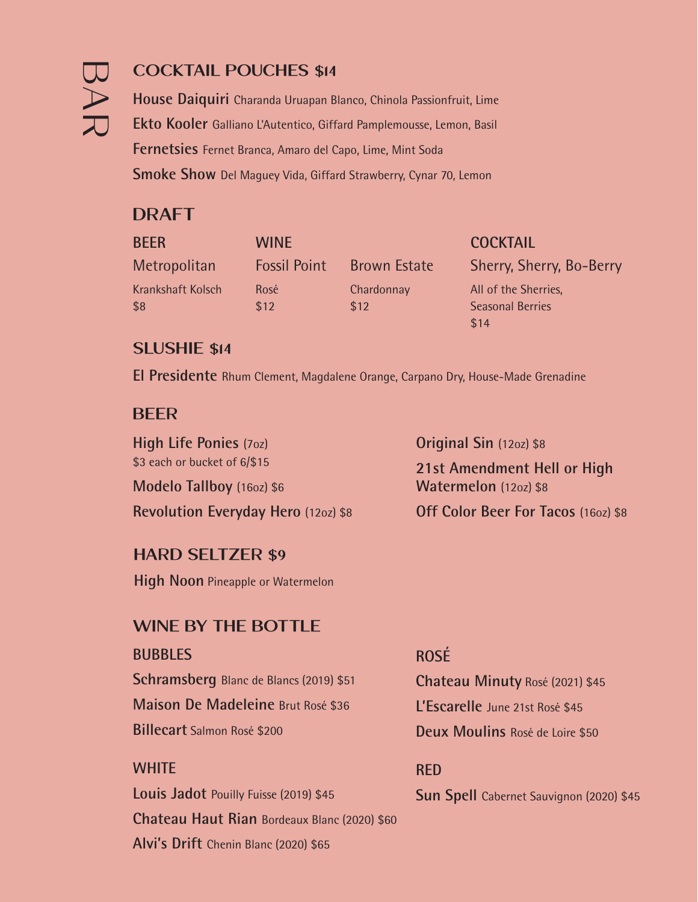# BAR

## COCKTAIL POUCHES $14

**House Daiquiri** Charanda Uruapan Blanco, Chinola Passionfruit, Lime

**Ekto Kooler** Galliano L'Autentico, Giffard Pamplemousse, Lemon, Basil

**Fernetsies** Fernet Branca, Amaro del Capo, Lime, Mint Soda

**Smoke Show** Del Maguey Vida, Giffard Strawberry, Cynar 70, Lemon

## DRAFT

### BEER

Metropolitan

Krankshaft Kolsch

$8

### WINE

Fossil Point

Rosé

$12

Brown Estate

Chardonnay

$12

### COCKTAIL

Sherry, Sherry, Bo-Berry

All of the Sherries, Seasonal Berries

$14

## SLUSHIE $14

**El Presidente** Rhum Clement, Magdalene Orange, Carpano Dry, House-Made Grenadine

## BEER

**High Life Ponies** (7oz)
$3 each or bucket of 6/$15

**Modelo Tallboy** (16oz) $6

**Revolution Everyday Hero** (12oz) $8

**Original Sin** (12oz) $8

**21st Amendment Hell or High Watermelon** (12oz) $8

**Off Color Beer For Tacos** (16oz) $8

## HARD SELTZER $9

**High Noon** Pineapple or Watermelon

## WINE BY THE BOTTLE

### BUBBLES

**Schramsberg** Blanc de Blancs (2019) $51

**Maison De Madeleine** Brut Rosé $36

**Billecart** Salmon Rosé $200

### WHITE

**Louis Jadot** Pouilly Fuisse (2019) $45

**Chateau Haut Rian** Bordeaux Blanc (2020) $60

**Alvi's Drift** Chenin Blanc (2020) $65

### ROSÉ

**Chateau Minuty** Rosé (2021) $45

**L'Escarelle** June 21st Rosé $45

**Deux Moulins** Rosé de Loire $50

### RED

**Sun Spell** Cabernet Sauvignon (2020) $45